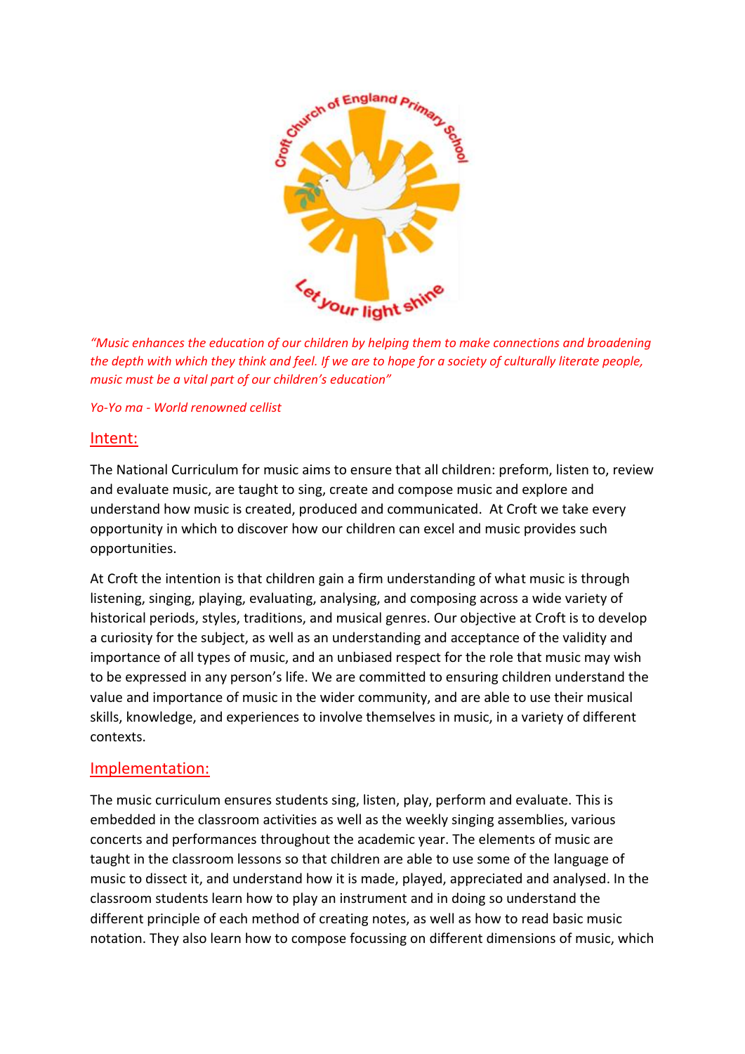*"Music enhances the education of our children by helping them to make connections and broadening the depth with which they think and feel. If we are to hope for a society of culturally literate people, music must be a vital part of our children's education"*

*Yo-Yo ma - World renowned cellist*

## Intent:

The National Curriculum for music aims to ensure that all children: preform, listen to, review and evaluate music, are taught to sing, create and compose music and explore and understand how music is created, produced and communicated. At Croft we take every opportunity in which to discover how our children can excel and music provides such opportunities.

At Croft the intention is that children gain a firm understanding of what music is through listening, singing, playing, evaluating, analysing, and composing across a wide variety of historical periods, styles, traditions, and musical genres. Our objective at Croft is to develop a curiosity for the subject, as well as an understanding and acceptance of the validity and importance of all types of music, and an unbiased respect for the role that music may wish to be expressed in any person's life. We are committed to ensuring children understand the value and importance of music in the wider community, and are able to use their musical skills, knowledge, and experiences to involve themselves in music, in a variety of different contexts.

## Implementation:

The music curriculum ensures students sing, listen, play, perform and evaluate. This is embedded in the classroom activities as well as the weekly singing assemblies, various concerts and performances throughout the academic year. The elements of music are taught in the classroom lessons so that children are able to use some of the language of music to dissect it, and understand how it is made, played, appreciated and analysed. In the classroom students learn how to play an instrument and in doing so understand the different principle of each method of creating notes, as well as how to read basic music notation. They also learn how to compose focussing on different dimensions of music, which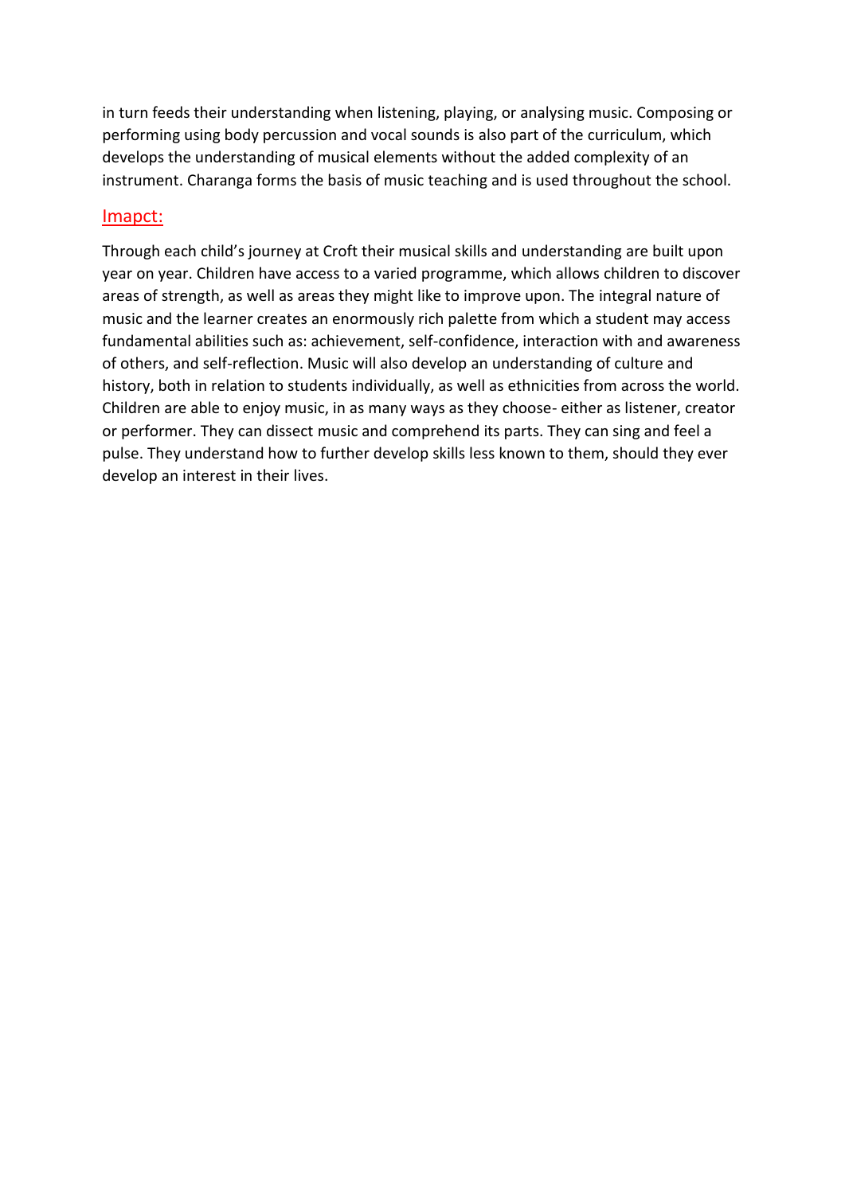in turn feeds their understanding when listening, playing, or analysing music. Composing or performing using body percussion and vocal sounds is also part of the curriculum, which develops the understanding of musical elements without the added complexity of an instrument. Charanga forms the basis of music teaching and is used throughout the school.

## Imapct:

Through each child's journey at Croft their musical skills and understanding are built upon year on year. Children have access to a varied programme, which allows children to discover areas of strength, as well as areas they might like to improve upon. The integral nature of music and the learner creates an enormously rich palette from which a student may access fundamental abilities such as: achievement, self-confidence, interaction with and awareness of others, and self-reflection. Music will also develop an understanding of culture and history, both in relation to students individually, as well as ethnicities from across the world. Children are able to enjoy music, in as many ways as they choose- either as listener, creator or performer. They can dissect music and comprehend its parts. They can sing and feel a pulse. They understand how to further develop skills less known to them, should they ever develop an interest in their lives.